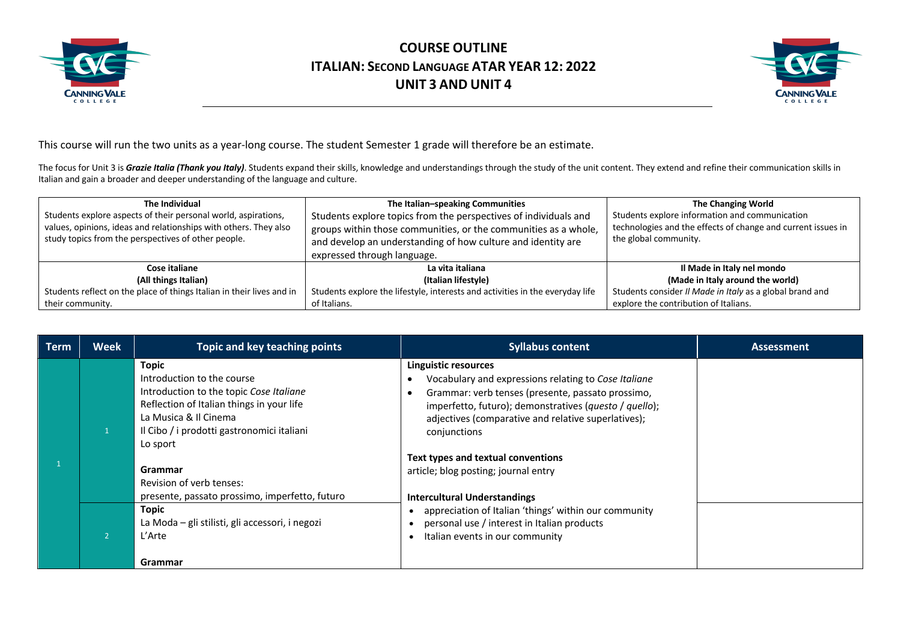# COURSE OUTLINE
# ITALIAN: SECOND LANGUAGE ATAR YEAR 12: 2022
# UNIT 3 AND UNIT 4

This course will run the two units as a year-long course. The student Semester 1 grade will therefore be an estimate.

The focus for Unit 3 is ***Grazie Italia (Thank you Italy)***. Students expand their skills, knowledge and understandings through the study of the unit content. They extend and refine their communication skills in Italian and gain a broader and deeper understanding of the language and culture.

| **The Individual** | **The Italian–speaking Communities** | **The Changing World** |
|---|---|---|
| Students explore aspects of their personal world, aspirations, values, opinions, ideas and relationships with others. They also study topics from the perspectives of other people. | Students explore topics from the perspectives of individuals and groups within those communities, or the communities as a whole, and develop an understanding of how culture and identity are expressed through language. | Students explore information and communication technologies and the effects of change and current issues in the global community. |
| **Cose italiane**<br>**(All things Italian)**<br>Students reflect on the place of things Italian in their lives and in their community. | **La vita italiana**<br>**(Italian lifestyle)**<br>Students explore the lifestyle, interests and activities in the everyday life of Italians. | **Il Made in Italy nel mondo**<br>**(Made in Italy around the world)**<br>Students consider *Il Made in Italy* as a global brand and explore the contribution of Italians. |

| Term | Week | Topic and key teaching points | Syllabus content | Assessment |
|---|---|---|---|---|
| 1 | 1 | **Topic**<br>Introduction to the course<br>Introduction to the topic *Cose Italiane*<br>Reflection of Italian things in your life<br>La Musica & Il Cinema<br>Il Cibo / i prodotti gastronomici italiani<br>Lo sport<br><br>**Grammar**<br>Revision of verb tenses:<br>presente, passato prossimo, imperfetto, futuro | **Linguistic resources**<br>• Vocabulary and expressions relating to *Cose Italiane*<br>• Grammar: verb tenses (presente, passato prossimo, imperfetto, futuro); demonstratives (*questo* / *quello*); adjectives (comparative and relative superlatives); conjunctions<br><br>**Text types and textual conventions**<br>article; blog posting; journal entry<br><br>**Intercultural Understandings**<br>• appreciation of Italian 'things' within our community<br>• personal use / interest in Italian products<br>• Italian events in our community | |
| | 2 | **Topic**<br>La Moda – gli stilisti, gli accessori, i negozi<br>L'Arte<br><br>**Grammar** | | |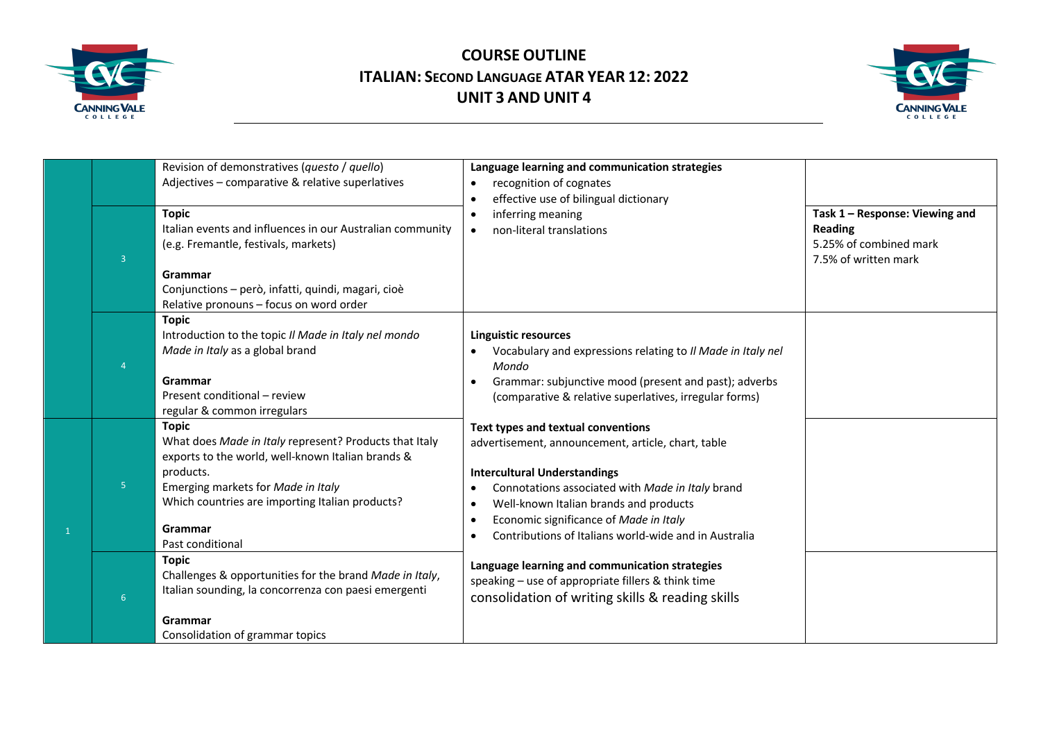# COURSE OUTLINE
# ITALIAN: SECOND LANGUAGE ATAR YEAR 12: 2022
# UNIT 3 AND UNIT 4

| | | | | |
|---|---|---|---|---|
| | | Revision of demonstratives (*questo* / *quello*)<br>Adjectives – comparative & relative superlatives | **Language learning and communication strategies**<br>• recognition of cognates<br>• effective use of bilingual dictionary<br>• inferring meaning<br>• non-literal translations | |
| | 3 | **Topic**<br>Italian events and influences in our Australian community (e.g. Fremantle, festivals, markets)<br><br>**Grammar**<br>Conjunctions – però, infatti, quindi, magari, cioè<br>Relative pronouns – focus on word order | | **Task 1 – Response: Viewing and Reading**<br>5.25% of combined mark<br>7.5% of written mark |
| | 4 | **Topic**<br>Introduction to the topic *Il Made in Italy nel mondo*<br>*Made in Italy* as a global brand<br><br>**Grammar**<br>Present conditional – review<br>regular & common irregulars | **Linguistic resources**<br>• Vocabulary and expressions relating to *Il Made in Italy nel Mondo*<br>• Grammar: subjunctive mood (present and past); adverbs (comparative & relative superlatives, irregular forms) | |
| 1 | 5 | **Topic**<br>What does *Made in Italy* represent? Products that Italy exports to the world, well-known Italian brands & products.<br>Emerging markets for *Made in Italy*<br>Which countries are importing Italian products?<br><br>**Grammar**<br>Past conditional | **Text types and textual conventions**<br>advertisement, announcement, article, chart, table<br><br>**Intercultural Understandings**<br>• Connotations associated with *Made in Italy* brand<br>• Well-known Italian brands and products<br>• Economic significance of *Made in Italy*<br>• Contributions of Italians world-wide and in Australia | |
| | 6 | **Topic**<br>Challenges & opportunities for the brand *Made in Italy*, Italian sounding, la concorrenza con paesi emergenti<br><br>**Grammar**<br>Consolidation of grammar topics | **Language learning and communication strategies**<br>speaking – use of appropriate fillers & think time<br>consolidation of writing skills & reading skills | |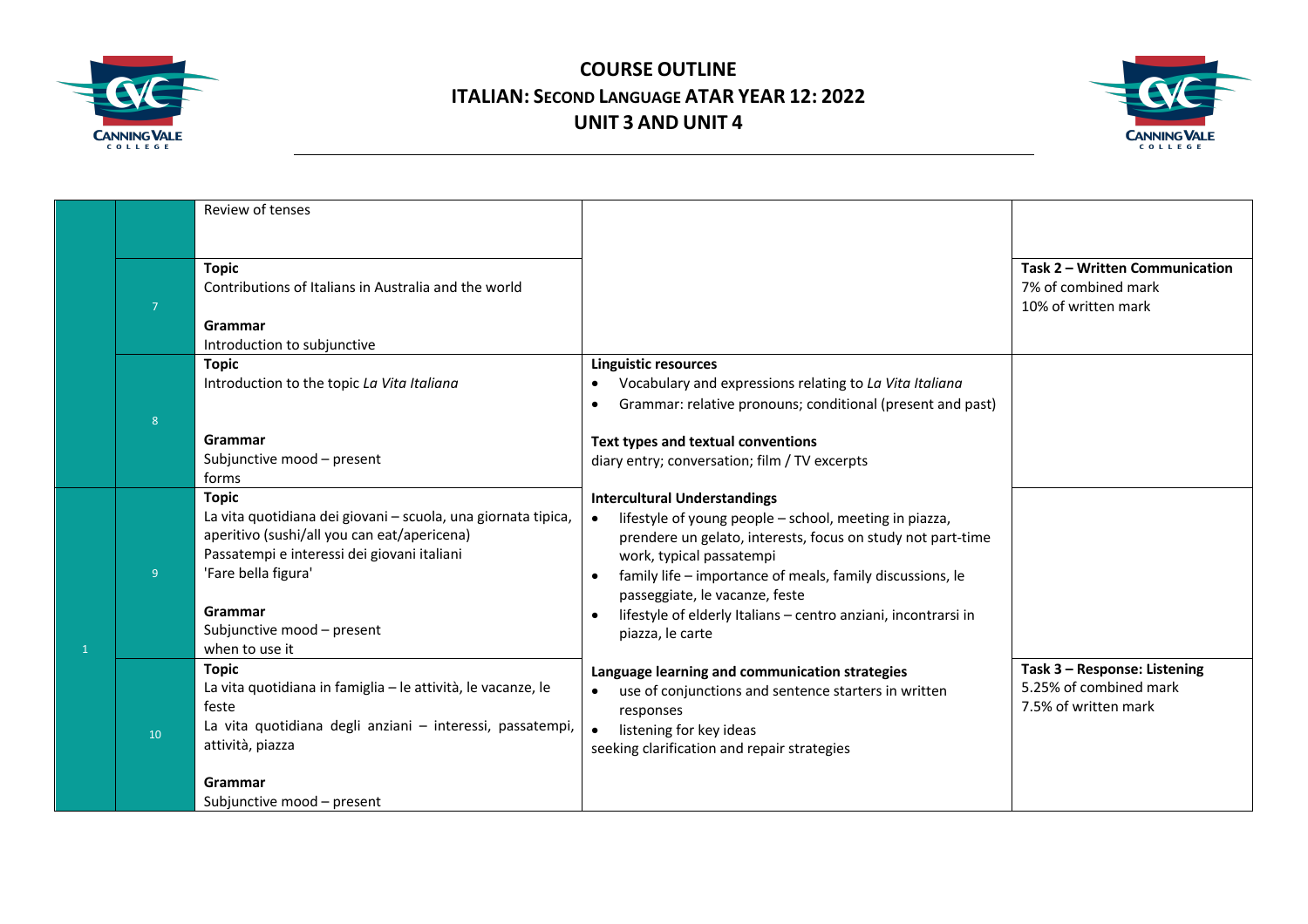# COURSE OUTLINE
## ITALIAN: SECOND LANGUAGE ATAR YEAR 12: 2022
## UNIT 3 AND UNIT 4

| | | | | |
|---|---|---|---|---|
| | | Review of tenses | | |
| | 7 | **Topic**<br>Contributions of Italians in Australia and the world<br><br>**Grammar**<br>Introduction to subjunctive | | **Task 2 – Written Communication**<br>7% of combined mark<br>10% of written mark |
| | 8 | **Topic**<br>Introduction to the topic *La Vita Italiana*<br><br>**Grammar**<br>Subjunctive mood – present<br>forms | **Linguistic resources**<br>• Vocabulary and expressions relating to *La Vita Italiana*<br>• Grammar: relative pronouns; conditional (present and past)<br><br>**Text types and textual conventions**<br>diary entry; conversation; film / TV excerpts | |
| 1 | 9 | **Topic**<br>La vita quotidiana dei giovani – scuola, una giornata tipica, aperitivo (sushi/all you can eat/apericena)<br>Passatempi e interessi dei giovani italiani<br>'Fare bella figura'<br><br>**Grammar**<br>Subjunctive mood – present<br>when to use it | **Intercultural Understandings**<br>• lifestyle of young people – school, meeting in piazza, prendere un gelato, interests, focus on study not part-time work, typical passatempi<br>• family life – importance of meals, family discussions, le passeggiate, le vacanze, feste<br>• lifestyle of elderly Italians – centro anziani, incontrarsi in piazza, le carte | |
| | 10 | **Topic**<br>La vita quotidiana in famiglia – le attività, le vacanze, le feste<br>La vita quotidiana degli anziani – interessi, passatempi, attività, piazza<br><br>**Grammar**<br>Subjunctive mood – present | **Language learning and communication strategies**<br>• use of conjunctions and sentence starters in written responses<br>• listening for key ideas<br>seeking clarification and repair strategies | **Task 3 – Response: Listening**<br>5.25% of combined mark<br>7.5% of written mark |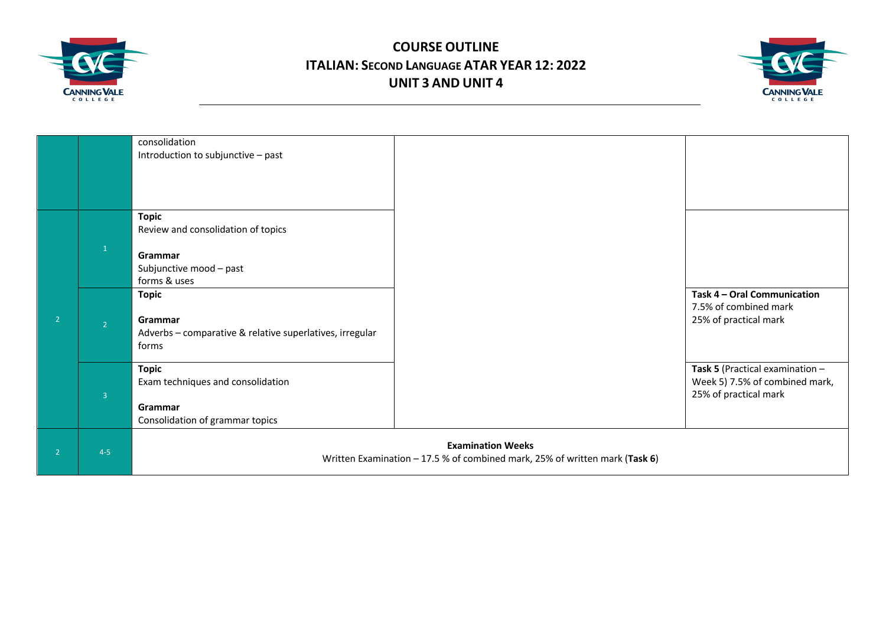# COURSE OUTLINE
## ITALIAN: SECOND LANGUAGE ATAR YEAR 12: 2022
## UNIT 3 AND UNIT 4

| | | | | |
|---|---|---|---|---|
| | | consolidation<br>Introduction to subjunctive – past | | |
| 2 | 1 | **Topic**<br>Review and consolidation of topics<br><br>**Grammar**<br>Subjunctive mood – past<br>forms & uses | | |
| | 2 | **Topic**<br><br>**Grammar**<br>Adverbs – comparative & relative superlatives, irregular forms | | **Task 4 – Oral Communication**<br>7.5% of combined mark<br>25% of practical mark |
| | 3 | **Topic**<br>Exam techniques and consolidation<br><br>**Grammar**<br>Consolidation of grammar topics | | **Task 5** (Practical examination – Week 5) 7.5% of combined mark, 25% of practical mark |
| 2 | 4-5 | **Examination Weeks**<br>Written Examination – 17.5 % of combined mark, 25% of written mark (**Task 6**) | | |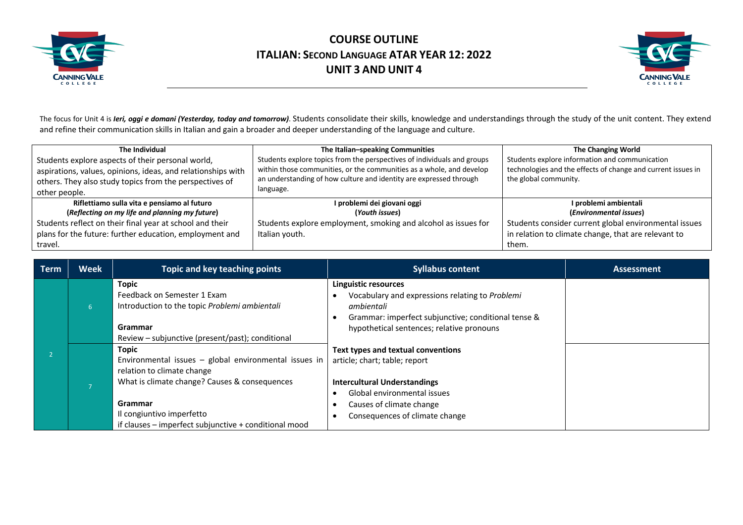# COURSE OUTLINE
# ITALIAN: SECOND LANGUAGE ATAR YEAR 12: 2022
# UNIT 3 AND UNIT 4

The focus for Unit 4 is ***Ieri, oggi e domani (Yesterday, today and tomorrow)***. Students consolidate their skills, knowledge and understandings through the study of the unit content. They extend and refine their communication skills in Italian and gain a broader and deeper understanding of the language and culture.

| **The Individual** | **The Italian–speaking Communities** | **The Changing World** |
|---|---|---|
| Students explore aspects of their personal world, aspirations, values, opinions, ideas, and relationships with others. They also study topics from the perspectives of other people. | Students explore topics from the perspectives of individuals and groups within those communities, or the communities as a whole, and develop an understanding of how culture and identity are expressed through language. | Students explore information and communication technologies and the effects of change and current issues in the global community. |
| **Riflettiamo sulla vita e pensiamo al futuro** **(*Reflecting on my life and planning my future*)** Students reflect on their final year at school and their plans for the future: further education, employment and travel. | **I problemi dei giovani oggi** **(*Youth issues*)** Students explore employment, smoking and alcohol as issues for Italian youth. | **I problemi ambientali** **(*Environmental issues*)** Students consider current global environmental issues in relation to climate change, that are relevant to them. |

| Term | Week | Topic and key teaching points | Syllabus content | Assessment |
|---|---|---|---|---|
| 2 | 6 | **Topic** <br> Feedback on Semester 1 Exam <br> Introduction to the topic *Problemi ambientali* <br><br> **Grammar** <br> Review – subjunctive (present/past); conditional | **Linguistic resources** <br> • Vocabulary and expressions relating to *Problemi ambientali* <br> • Grammar: imperfect subjunctive; conditional tense & hypothetical sentences; relative pronouns <br><br> **Text types and textual conventions** <br> article; chart; table; report <br><br> **Intercultural Understandings** <br> • Global environmental issues <br> • Causes of climate change <br> • Consequences of climate change | |
| | 7 | **Topic** <br> Environmental issues – global environmental issues in relation to climate change <br> What is climate change? Causes & consequences <br><br> **Grammar** <br> Il congiuntivo imperfetto <br> if clauses – imperfect subjunctive + conditional mood | | |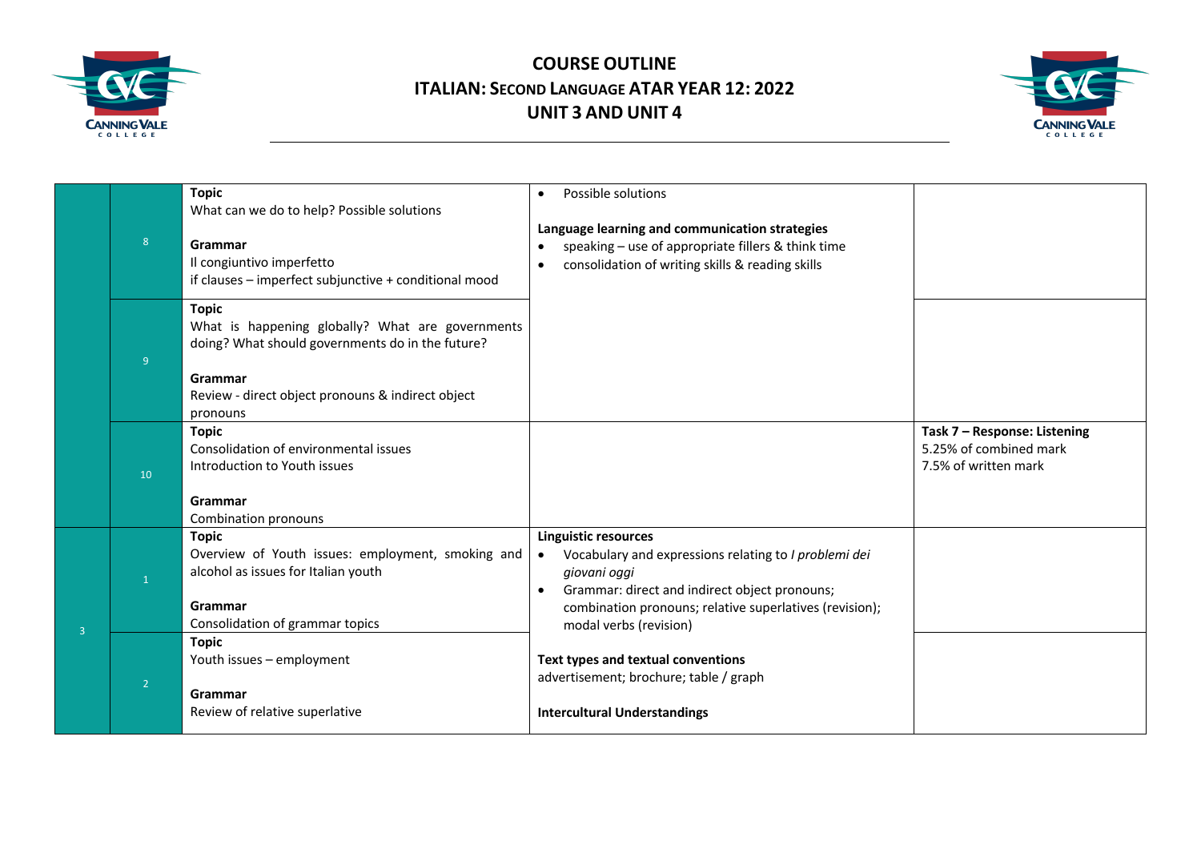# COURSE OUTLINE
## ITALIAN: SECOND LANGUAGE ATAR YEAR 12: 2022
## UNIT 3 AND UNIT 4

| | | | | |
|---|---|---|---|---|
| | 8 | **Topic**<br>What can we do to help? Possible solutions<br><br>**Grammar**<br>Il congiuntivo imperfetto<br>if clauses – imperfect subjunctive + conditional mood | • Possible solutions<br><br>**Language learning and communication strategies**<br>• speaking – use of appropriate fillers & think time<br>• consolidation of writing skills & reading skills | |
| | 9 | **Topic**<br>What is happening globally? What are governments doing? What should governments do in the future?<br><br>**Grammar**<br>Review - direct object pronouns & indirect object pronouns | | |
| | 10 | **Topic**<br>Consolidation of environmental issues<br>Introduction to Youth issues<br><br>**Grammar**<br>Combination pronouns | | **Task 7 – Response: Listening**<br>5.25% of combined mark<br>7.5% of written mark |
| 3 | 1 | **Topic**<br>Overview of Youth issues: employment, smoking and alcohol as issues for Italian youth<br><br>**Grammar**<br>Consolidation of grammar topics | **Linguistic resources**<br>• Vocabulary and expressions relating to *I problemi dei giovani oggi*<br>• Grammar: direct and indirect object pronouns; combination pronouns; relative superlatives (revision); modal verbs (revision)<br><br>**Text types and textual conventions**<br>advertisement; brochure; table / graph<br><br>**Intercultural Understandings** | |
| | 2 | **Topic**<br>Youth issues – employment<br><br>**Grammar**<br>Review of relative superlative | | |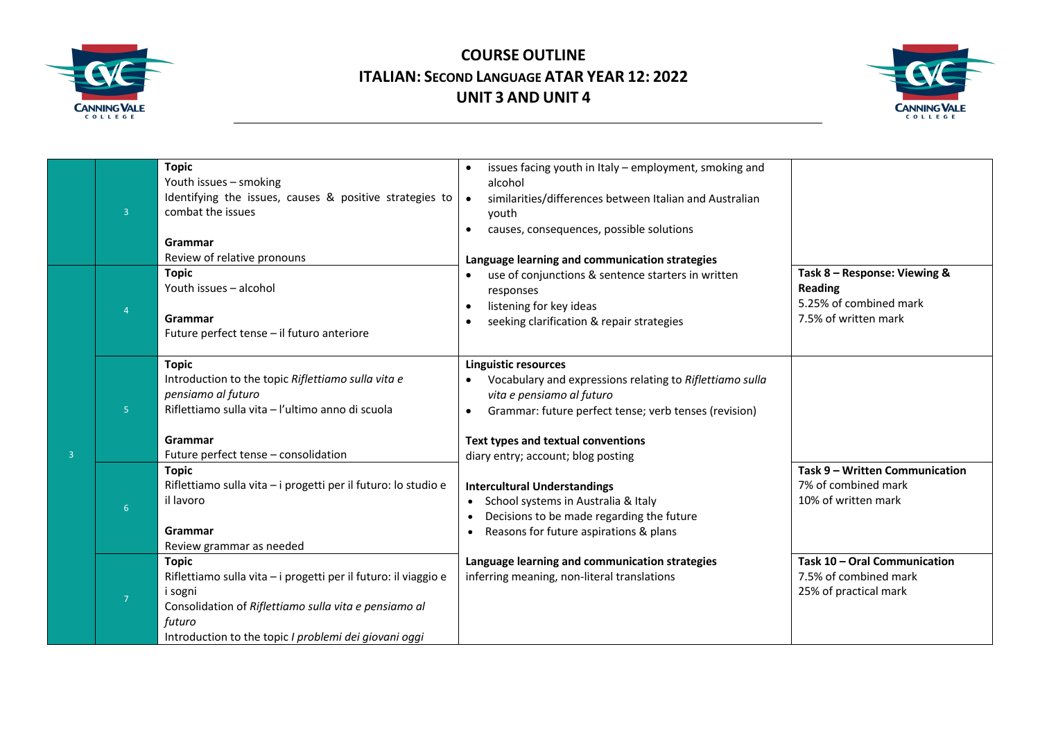# COURSE OUTLINE

## ITALIAN: SECOND LANGUAGE ATAR YEAR 12: 2022

## UNIT 3 AND UNIT 4

| | | | | |
|---|---|---|---|---|
| | 3 | **Topic**<br>Youth issues – smoking<br>Identifying the issues, causes & positive strategies to combat the issues<br><br>**Grammar**<br>Review of relative pronouns | • issues facing youth in Italy – employment, smoking and alcohol<br>• similarities/differences between Italian and Australian youth<br>• causes, consequences, possible solutions<br><br>**Language learning and communication strategies** | |
| | 4 | **Topic**<br>Youth issues – alcohol<br><br>**Grammar**<br>Future perfect tense – il futuro anteriore | • use of conjunctions & sentence starters in written responses<br>• listening for key ideas<br>• seeking clarification & repair strategies | **Task 8 – Response: Viewing & Reading**<br>5.25% of combined mark<br>7.5% of written mark |
| 3 | 5 | **Topic**<br>Introduction to the topic *Riflettiamo sulla vita e pensiamo al futuro*<br>Riflettiamo sulla vita – l'ultimo anno di scuola<br><br>**Grammar**<br>Future perfect tense – consolidation | **Linguistic resources**<br>• Vocabulary and expressions relating to *Riflettiamo sulla vita e pensiamo al futuro*<br>• Grammar: future perfect tense; verb tenses (revision)<br><br>**Text types and textual conventions**<br>diary entry; account; blog posting | |
| | 6 | **Topic**<br>Riflettiamo sulla vita – i progetti per il futuro: lo studio e il lavoro<br><br>**Grammar**<br>Review grammar as needed | **Intercultural Understandings**<br>• School systems in Australia & Italy<br>• Decisions to be made regarding the future<br>• Reasons for future aspirations & plans | **Task 9 – Written Communication**<br>7% of combined mark<br>10% of written mark |
| | 7 | **Topic**<br>Riflettiamo sulla vita – i progetti per il futuro: il viaggio e i sogni<br>Consolidation of *Riflettiamo sulla vita e pensiamo al futuro*<br>Introduction to the topic *I problemi dei giovani oggi* | **Language learning and communication strategies**<br>inferring meaning, non-literal translations | **Task 10 – Oral Communication**<br>7.5% of combined mark<br>25% of practical mark |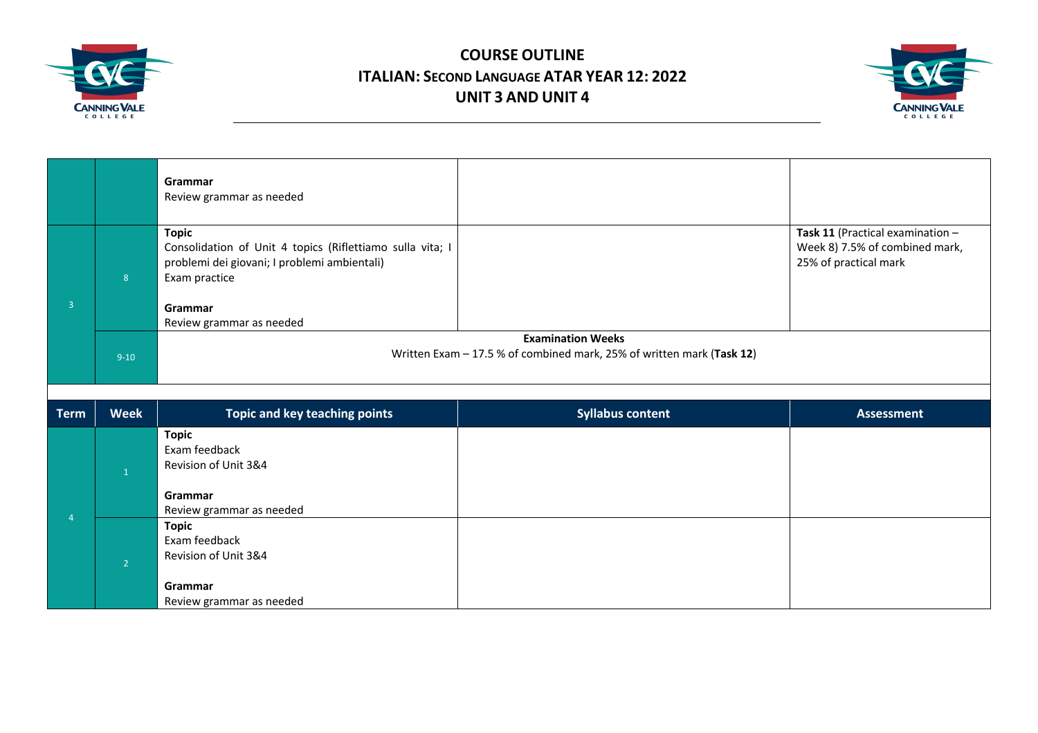# COURSE OUTLINE

## ITALIAN: SECOND LANGUAGE ATAR YEAR 12: 2022

## UNIT 3 AND UNIT 4

| | | | | |
|---|---|---|---|---|
| | | **Grammar**<br>Review grammar as needed | | |
| 3 | 8 | **Topic**<br>Consolidation of Unit 4 topics (Riflettiamo sulla vita; I problemi dei giovani; I problemi ambientali)<br>Exam practice<br><br>**Grammar**<br>Review grammar as needed | | **Task 11** (Practical examination – Week 8) 7.5% of combined mark, 25% of practical mark |
| | 9-10 | **Examination Weeks**<br>Written Exam – 17.5 % of combined mark, 25% of written mark (**Task 12**) | | |

| Term | Week | Topic and key teaching points | Syllabus content | Assessment |
|---|---|---|---|---|
| 4 | 1 | **Topic**<br>Exam feedback<br>Revision of Unit 3&4<br><br>**Grammar**<br>Review grammar as needed | | |
| | 2 | **Topic**<br>Exam feedback<br>Revision of Unit 3&4<br><br>**Grammar**<br>Review grammar as needed | | |